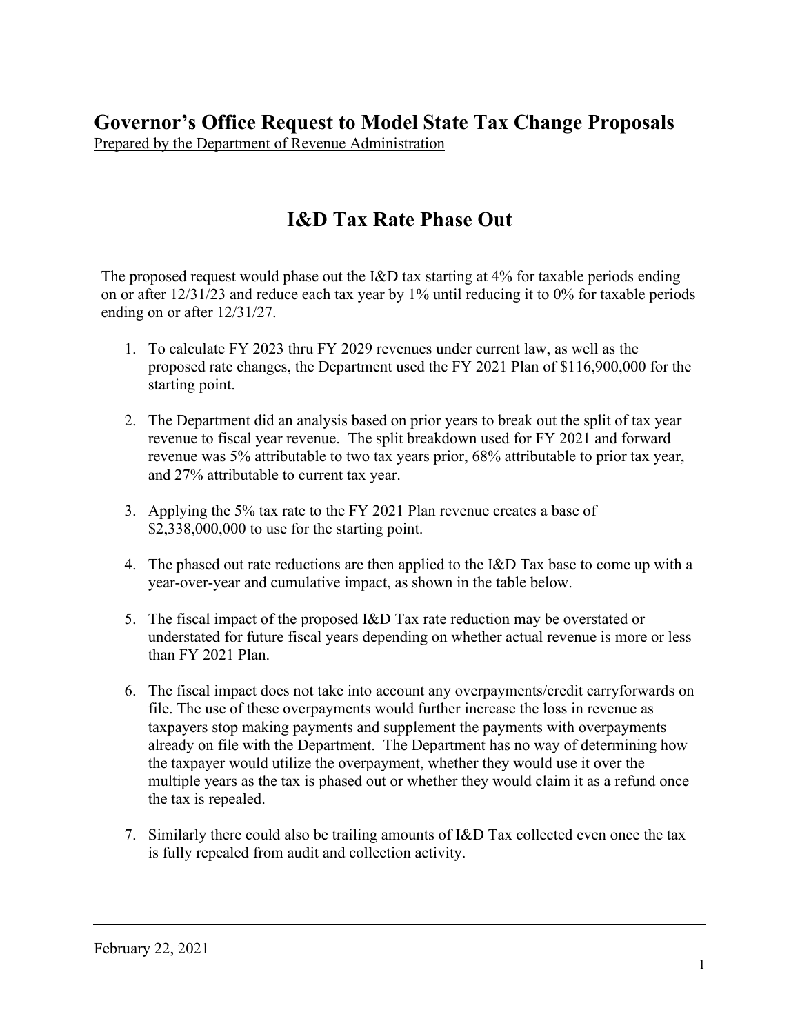# Governor's Office Request to Model State Tax Change Proposals

Prepared by the Department of Revenue Administration

## I&D Tax Rate Phase Out

The proposed request would phase out the I&D tax starting at 4% for taxable periods ending on or after 12/31/23 and reduce each tax year by 1% until reducing it to 0% for taxable periods ending on or after 12/31/27.

1. To calculate FY 2023 thru FY 2029 revenues under current law, as well as the proposed rate changes, the Department used the FY 2021 Plan of $116,900,000 for the starting point.
2. The Department did an analysis based on prior years to break out the split of tax year revenue to fiscal year revenue. The split breakdown used for FY 2021 and forward revenue was 5% attributable to two tax years prior, 68% attributable to prior tax year, and 27% attributable to current tax year.
3. Applying the 5% tax rate to the FY 2021 Plan revenue creates a base of $2,338,000,000 to use for the starting point.
4. The phased out rate reductions are then applied to the I&D Tax base to come up with a year-over-year and cumulative impact, as shown in the table below.
5. The fiscal impact of the proposed I&D Tax rate reduction may be overstated or understated for future fiscal years depending on whether actual revenue is more or less than FY 2021 Plan.
6. The fiscal impact does not take into account any overpayments/credit carryforwards on file. The use of these overpayments would further increase the loss in revenue as taxpayers stop making payments and supplement the payments with overpayments already on file with the Department. The Department has no way of determining how the taxpayer would utilize the overpayment, whether they would use it over the multiple years as the tax is phased out or whether they would claim it as a refund once the tax is repealed.
7. Similarly there could also be trailing amounts of I&D Tax collected even once the tax is fully repealed from audit and collection activity.

February 22, 2021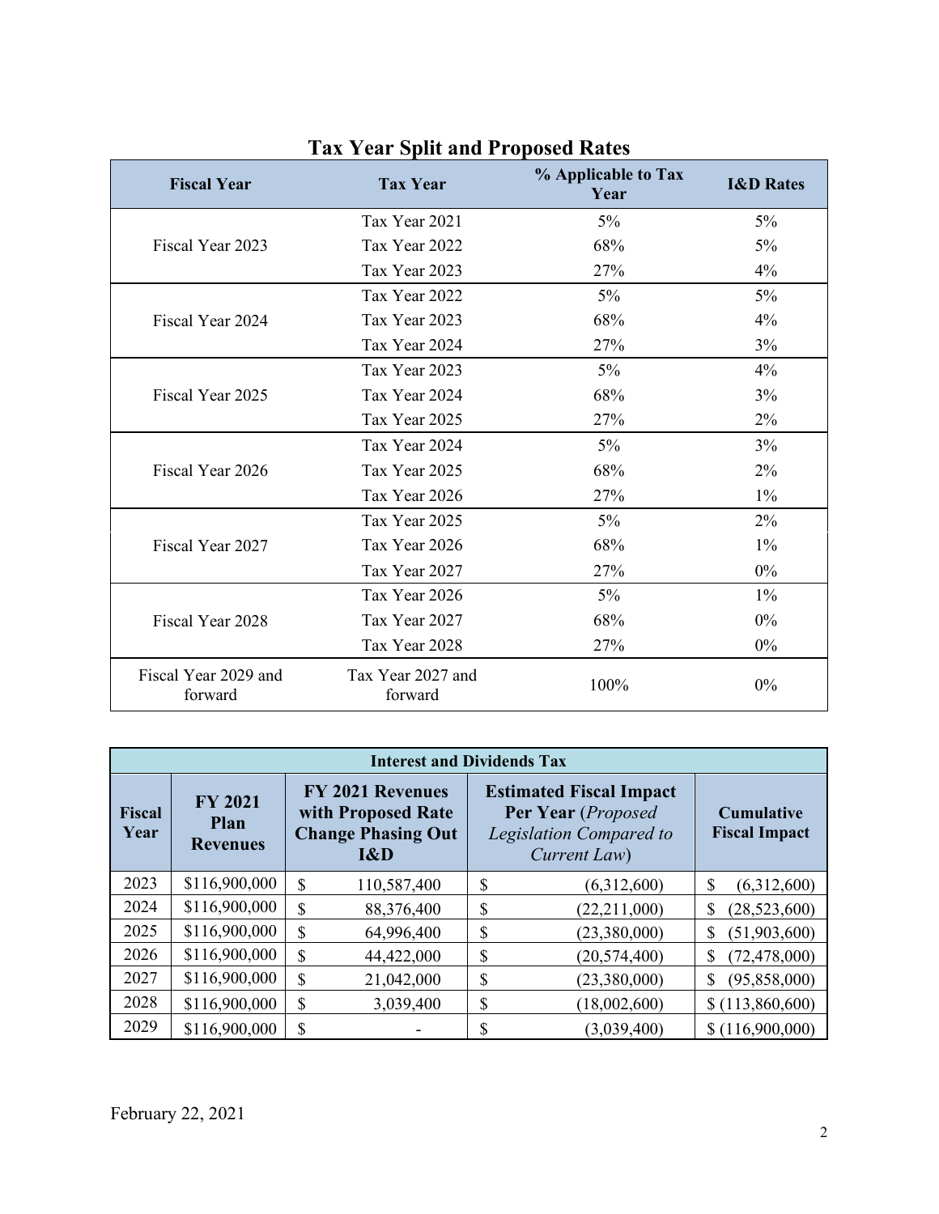## Tax Year Split and Proposed Rates

| Fiscal Year | Tax Year | % Applicable to Tax Year | I&D Rates |
|---|---|---|---|
| Fiscal Year 2023 | Tax Year 2021 | 5% | 5% |
| | Tax Year 2022 | 68% | 5% |
| | Tax Year 2023 | 27% | 4% |
| Fiscal Year 2024 | Tax Year 2022 | 5% | 5% |
| | Tax Year 2023 | 68% | 4% |
| | Tax Year 2024 | 27% | 3% |
| Fiscal Year 2025 | Tax Year 2023 | 5% | 4% |
| | Tax Year 2024 | 68% | 3% |
| | Tax Year 2025 | 27% | 2% |
| Fiscal Year 2026 | Tax Year 2024 | 5% | 3% |
| | Tax Year 2025 | 68% | 2% |
| | Tax Year 2026 | 27% | 1% |
| Fiscal Year 2027 | Tax Year 2025 | 5% | 2% |
| | Tax Year 2026 | 68% | 1% |
| | Tax Year 2027 | 27% | 0% |
| Fiscal Year 2028 | Tax Year 2026 | 5% | 1% |
| | Tax Year 2027 | 68% | 0% |
| | Tax Year 2028 | 27% | 0% |
| Fiscal Year 2029 and forward | Tax Year 2027 and forward | 100% | 0% |

| Interest and Dividends Tax | | | | |
|---|---|---|---|---|
| **Fiscal Year** | **FY 2021 Plan Revenues** | **FY 2021 Revenues with Proposed Rate Change Phasing Out I&D** | **Estimated Fiscal Impact Per Year** (*Proposed Legislation Compared to Current Law*) | **Cumulative Fiscal Impact** |
| 2023 | $116,900,000 | $ 110,587,400 | $ (6,312,600) | $ (6,312,600) |
| 2024 | $116,900,000 | $ 88,376,400 | $ (22,211,000) | $ (28,523,600) |
| 2025 | $116,900,000 | $ 64,996,400 | $ (23,380,000) | $ (51,903,600) |
| 2026 | $116,900,000 | $ 44,422,000 | $ (20,574,400) | $ (72,478,000) |
| 2027 | $116,900,000 | $ 21,042,000 | $ (23,380,000) | $ (95,858,000) |
| 2028 | $116,900,000 | $ 3,039,400 | $ (18,002,600) | $ (113,860,600) |
| 2029 | $116,900,000 | $ - | $ (3,039,400) | $ (116,900,000) |

February 22, 2021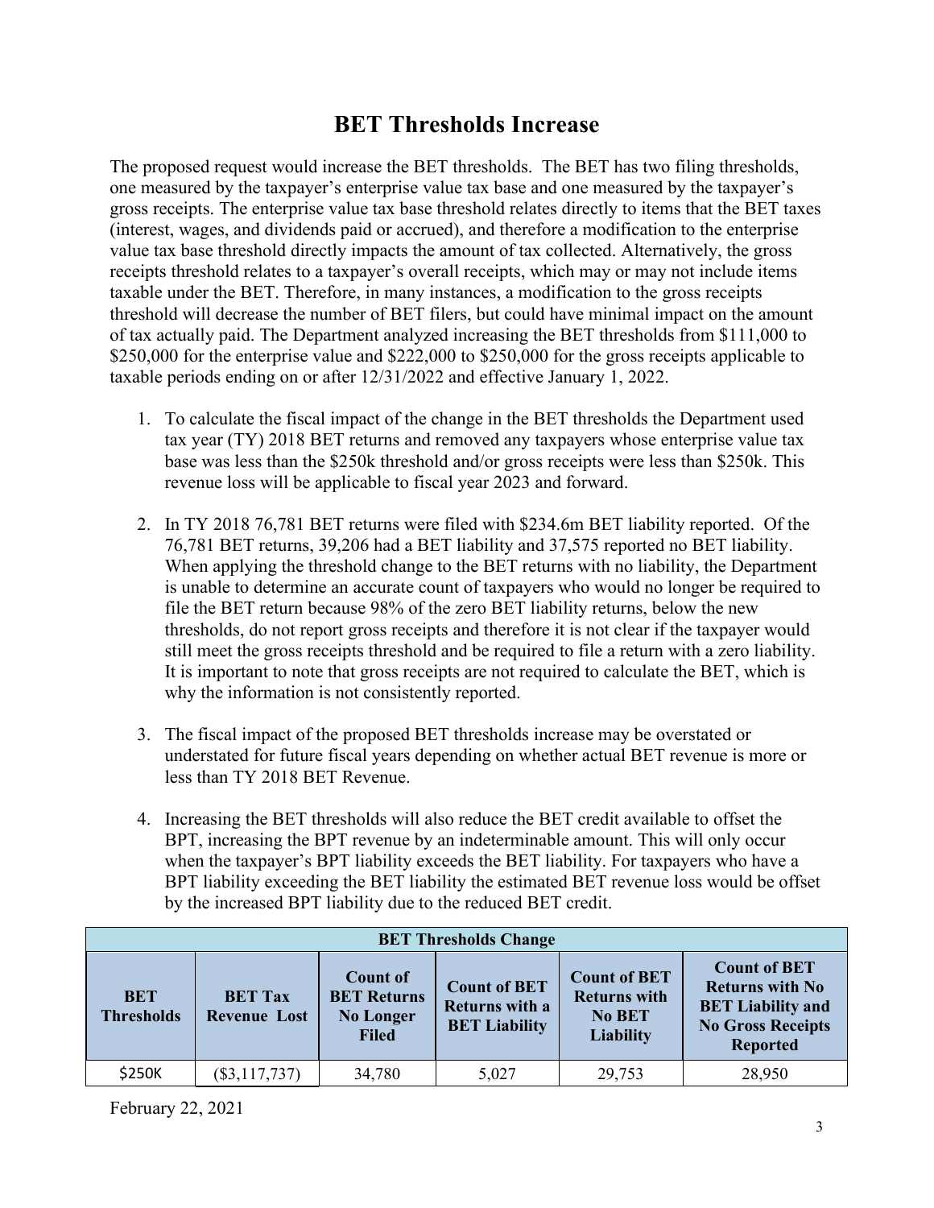# BET Thresholds Increase

The proposed request would increase the BET thresholds. The BET has two filing thresholds, one measured by the taxpayer's enterprise value tax base and one measured by the taxpayer's gross receipts. The enterprise value tax base threshold relates directly to items that the BET taxes (interest, wages, and dividends paid or accrued), and therefore a modification to the enterprise value tax base threshold directly impacts the amount of tax collected. Alternatively, the gross receipts threshold relates to a taxpayer's overall receipts, which may or may not include items taxable under the BET. Therefore, in many instances, a modification to the gross receipts threshold will decrease the number of BET filers, but could have minimal impact on the amount of tax actually paid. The Department analyzed increasing the BET thresholds from $111,000 to $250,000 for the enterprise value and $222,000 to $250,000 for the gross receipts applicable to taxable periods ending on or after 12/31/2022 and effective January 1, 2022.

1. To calculate the fiscal impact of the change in the BET thresholds the Department used tax year (TY) 2018 BET returns and removed any taxpayers whose enterprise value tax base was less than the $250k threshold and/or gross receipts were less than $250k. This revenue loss will be applicable to fiscal year 2023 and forward.

2. In TY 2018 76,781 BET returns were filed with $234.6m BET liability reported. Of the 76,781 BET returns, 39,206 had a BET liability and 37,575 reported no BET liability. When applying the threshold change to the BET returns with no liability, the Department is unable to determine an accurate count of taxpayers who would no longer be required to file the BET return because 98% of the zero BET liability returns, below the new thresholds, do not report gross receipts and therefore it is not clear if the taxpayer would still meet the gross receipts threshold and be required to file a return with a zero liability. It is important to note that gross receipts are not required to calculate the BET, which is why the information is not consistently reported.

3. The fiscal impact of the proposed BET thresholds increase may be overstated or understated for future fiscal years depending on whether actual BET revenue is more or less than TY 2018 BET Revenue.

4. Increasing the BET thresholds will also reduce the BET credit available to offset the BPT, increasing the BPT revenue by an indeterminable amount. This will only occur when the taxpayer's BPT liability exceeds the BET liability. For taxpayers who have a BPT liability exceeding the BET liability the estimated BET revenue loss would be offset by the increased BPT liability due to the reduced BET credit.

| BET Thresholds Change | | | | | |
|---|---|---|---|---|---|
| **BET Thresholds** | **BET Tax Revenue Lost** | **Count of BET Returns No Longer Filed** | **Count of BET Returns with a BET Liability** | **Count of BET Returns with No BET Liability** | **Count of BET Returns with No BET Liability and No Gross Receipts Reported** |
| $250K | ($3,117,737) | 34,780 | 5,027 | 29,753 | 28,950 |

February 22, 2021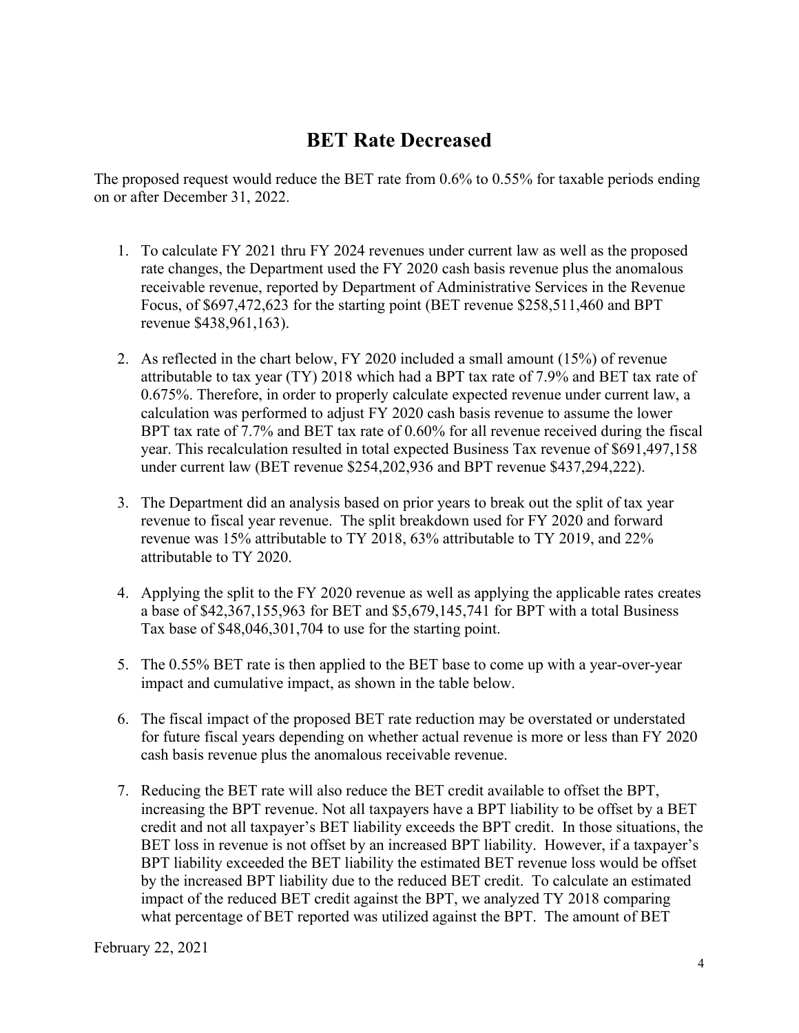# BET Rate Decreased

The proposed request would reduce the BET rate from 0.6% to 0.55% for taxable periods ending on or after December 31, 2022.

1. To calculate FY 2021 thru FY 2024 revenues under current law as well as the proposed rate changes, the Department used the FY 2020 cash basis revenue plus the anomalous receivable revenue, reported by Department of Administrative Services in the Revenue Focus, of $697,472,623 for the starting point (BET revenue $258,511,460 and BPT revenue $438,961,163).

2. As reflected in the chart below, FY 2020 included a small amount (15%) of revenue attributable to tax year (TY) 2018 which had a BPT tax rate of 7.9% and BET tax rate of 0.675%. Therefore, in order to properly calculate expected revenue under current law, a calculation was performed to adjust FY 2020 cash basis revenue to assume the lower BPT tax rate of 7.7% and BET tax rate of 0.60% for all revenue received during the fiscal year. This recalculation resulted in total expected Business Tax revenue of $691,497,158 under current law (BET revenue $254,202,936 and BPT revenue $437,294,222).

3. The Department did an analysis based on prior years to break out the split of tax year revenue to fiscal year revenue. The split breakdown used for FY 2020 and forward revenue was 15% attributable to TY 2018, 63% attributable to TY 2019, and 22% attributable to TY 2020.

4. Applying the split to the FY 2020 revenue as well as applying the applicable rates creates a base of $42,367,155,963 for BET and $5,679,145,741 for BPT with a total Business Tax base of $48,046,301,704 to use for the starting point.

5. The 0.55% BET rate is then applied to the BET base to come up with a year-over-year impact and cumulative impact, as shown in the table below.

6. The fiscal impact of the proposed BET rate reduction may be overstated or understated for future fiscal years depending on whether actual revenue is more or less than FY 2020 cash basis revenue plus the anomalous receivable revenue.

7. Reducing the BET rate will also reduce the BET credit available to offset the BPT, increasing the BPT revenue. Not all taxpayers have a BPT liability to be offset by a BET credit and not all taxpayer's BET liability exceeds the BPT credit. In those situations, the BET loss in revenue is not offset by an increased BPT liability. However, if a taxpayer's BPT liability exceeded the BET liability the estimated BET revenue loss would be offset by the increased BPT liability due to the reduced BET credit. To calculate an estimated impact of the reduced BET credit against the BPT, we analyzed TY 2018 comparing what percentage of BET reported was utilized against the BPT. The amount of BET

February 22, 2021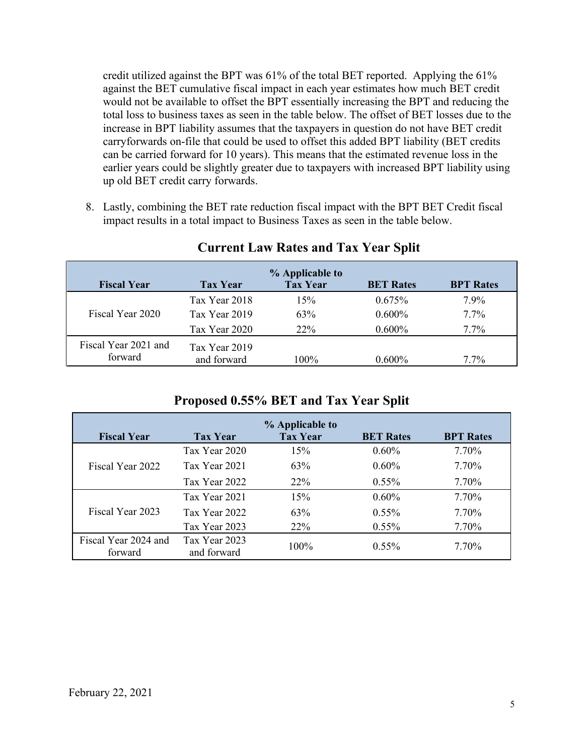credit utilized against the BPT was 61% of the total BET reported. Applying the 61% against the BET cumulative fiscal impact in each year estimates how much BET credit would not be available to offset the BPT essentially increasing the BPT and reducing the total loss to business taxes as seen in the table below. The offset of BET losses due to the increase in BPT liability assumes that the taxpayers in question do not have BET credit carryforwards on-file that could be used to offset this added BPT liability (BET credits can be carried forward for 10 years). This means that the estimated revenue loss in the earlier years could be slightly greater due to taxpayers with increased BPT liability using up old BET credit carry forwards.

8. Lastly, combining the BET rate reduction fiscal impact with the BPT BET Credit fiscal impact results in a total impact to Business Taxes as seen in the table below.

## Current Law Rates and Tax Year Split

| Fiscal Year | Tax Year | % Applicable to Tax Year | BET Rates | BPT Rates |
|---|---|---|---|---|
| Fiscal Year 2020 | Tax Year 2018 | 15% | 0.675% | 7.9% |
| | Tax Year 2019 | 63% | 0.600% | 7.7% |
| | Tax Year 2020 | 22% | 0.600% | 7.7% |
| Fiscal Year 2021 and forward | Tax Year 2019 and forward | 100% | 0.600% | 7.7% |

## Proposed 0.55% BET and Tax Year Split

| Fiscal Year | Tax Year | % Applicable to Tax Year | BET Rates | BPT Rates |
|---|---|---|---|---|
| Fiscal Year 2022 | Tax Year 2020 | 15% | 0.60% | 7.70% |
| | Tax Year 2021 | 63% | 0.60% | 7.70% |
| | Tax Year 2022 | 22% | 0.55% | 7.70% |
| Fiscal Year 2023 | Tax Year 2021 | 15% | 0.60% | 7.70% |
| | Tax Year 2022 | 63% | 0.55% | 7.70% |
| | Tax Year 2023 | 22% | 0.55% | 7.70% |
| Fiscal Year 2024 and forward | Tax Year 2023 and forward | 100% | 0.55% | 7.70% |

February 22, 2021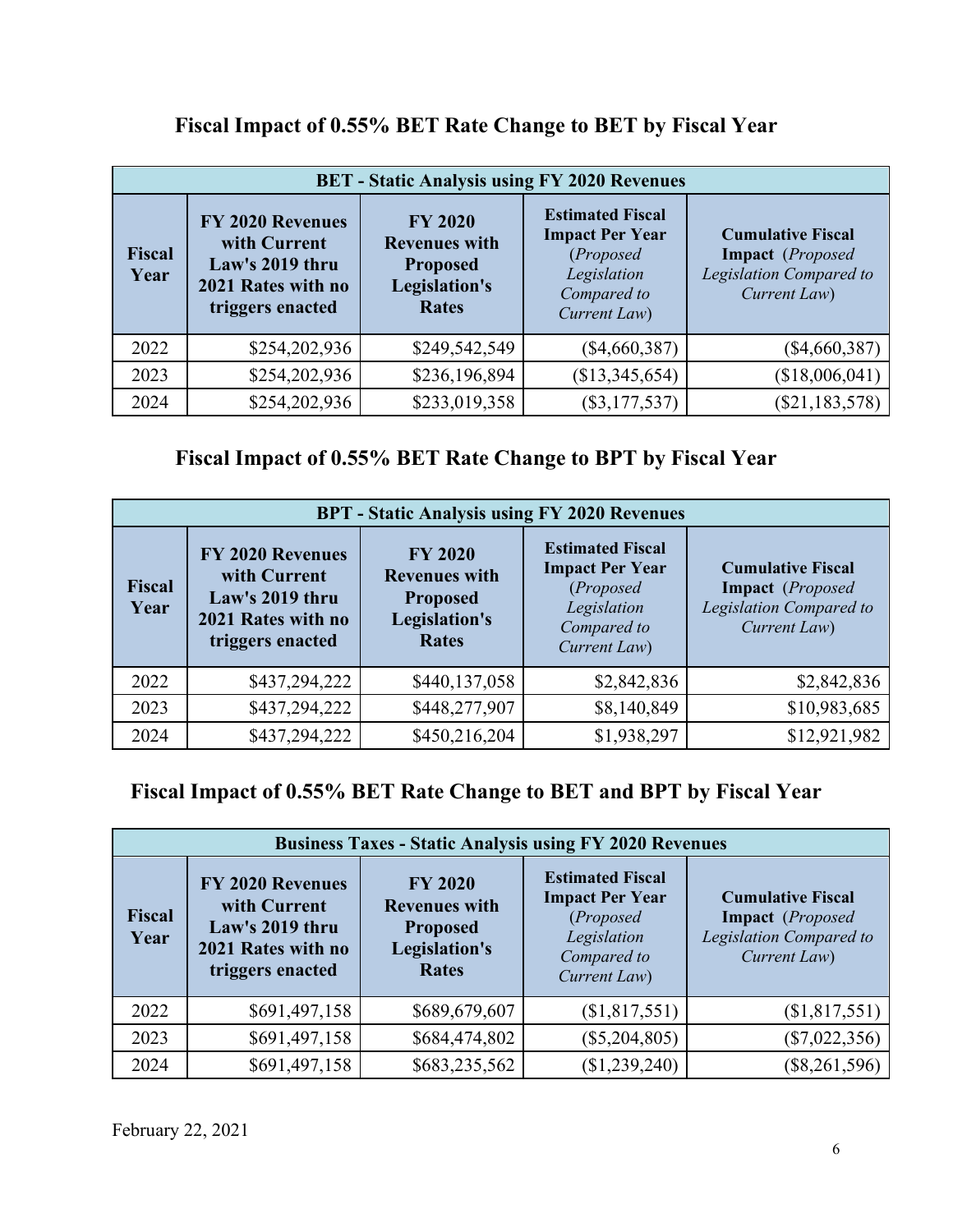## Fiscal Impact of 0.55% BET Rate Change to BET by Fiscal Year

| BET - Static Analysis using FY 2020 Revenues | | | | |
|---|---|---|---|---|
| **Fiscal Year** | **FY 2020 Revenues with Current Law's 2019 thru 2021 Rates with no triggers enacted** | **FY 2020 Revenues with Proposed Legislation's Rates** | **Estimated Fiscal Impact Per Year** (*Proposed Legislation Compared to Current Law*) | **Cumulative Fiscal Impact** (*Proposed Legislation Compared to Current Law*) |
| 2022 | $254,202,936 | $249,542,549 | ($4,660,387) | ($4,660,387) |
| 2023 | $254,202,936 | $236,196,894 | ($13,345,654) | ($18,006,041) |
| 2024 | $254,202,936 | $233,019,358 | ($3,177,537) | ($21,183,578) |

## Fiscal Impact of 0.55% BET Rate Change to BPT by Fiscal Year

| BPT - Static Analysis using FY 2020 Revenues | | | | |
|---|---|---|---|---|
| **Fiscal Year** | **FY 2020 Revenues with Current Law's 2019 thru 2021 Rates with no triggers enacted** | **FY 2020 Revenues with Proposed Legislation's Rates** | **Estimated Fiscal Impact Per Year** (*Proposed Legislation Compared to Current Law*) | **Cumulative Fiscal Impact** (*Proposed Legislation Compared to Current Law*) |
| 2022 | $437,294,222 | $440,137,058 | $2,842,836 | $2,842,836 |
| 2023 | $437,294,222 | $448,277,907 | $8,140,849 | $10,983,685 |
| 2024 | $437,294,222 | $450,216,204 | $1,938,297 | $12,921,982 |

## Fiscal Impact of 0.55% BET Rate Change to BET and BPT by Fiscal Year

| Business Taxes - Static Analysis using FY 2020 Revenues | | | | |
|---|---|---|---|---|
| **Fiscal Year** | **FY 2020 Revenues with Current Law's 2019 thru 2021 Rates with no triggers enacted** | **FY 2020 Revenues with Proposed Legislation's Rates** | **Estimated Fiscal Impact Per Year** (*Proposed Legislation Compared to Current Law*) | **Cumulative Fiscal Impact** (*Proposed Legislation Compared to Current Law*) |
| 2022 | $691,497,158 | $689,679,607 | ($1,817,551) | ($1,817,551) |
| 2023 | $691,497,158 | $684,474,802 | ($5,204,805) | ($7,022,356) |
| 2024 | $691,497,158 | $683,235,562 | ($1,239,240) | ($8,261,596) |

February 22, 2021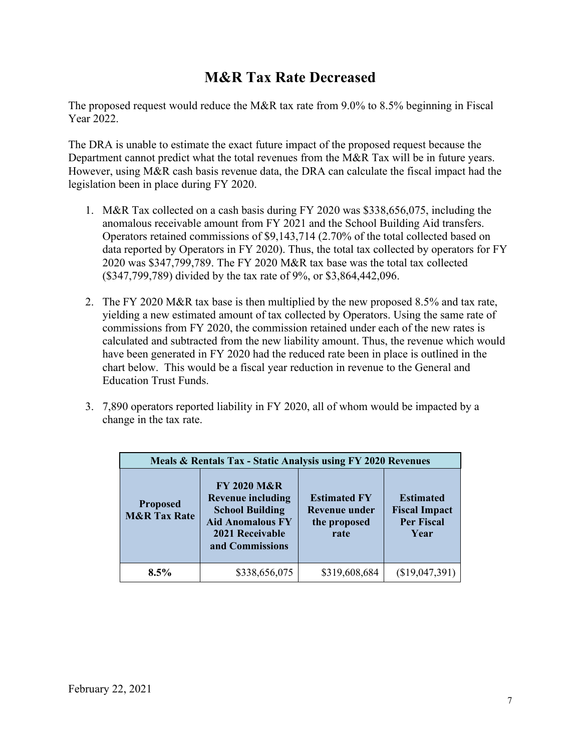# M&R Tax Rate Decreased

The proposed request would reduce the M&R tax rate from 9.0% to 8.5% beginning in Fiscal Year 2022.

The DRA is unable to estimate the exact future impact of the proposed request because the Department cannot predict what the total revenues from the M&R Tax will be in future years. However, using M&R cash basis revenue data, the DRA can calculate the fiscal impact had the legislation been in place during FY 2020.

1. M&R Tax collected on a cash basis during FY 2020 was $338,656,075, including the anomalous receivable amount from FY 2021 and the School Building Aid transfers. Operators retained commissions of $9,143,714 (2.70% of the total collected based on data reported by Operators in FY 2020). Thus, the total tax collected by operators for FY 2020 was $347,799,789. The FY 2020 M&R tax base was the total tax collected ($347,799,789) divided by the tax rate of 9%, or $3,864,442,096.

2. The FY 2020 M&R tax base is then multiplied by the new proposed 8.5% and tax rate, yielding a new estimated amount of tax collected by Operators. Using the same rate of commissions from FY 2020, the commission retained under each of the new rates is calculated and subtracted from the new liability amount. Thus, the revenue which would have been generated in FY 2020 had the reduced rate been in place is outlined in the chart below. This would be a fiscal year reduction in revenue to the General and Education Trust Funds.

3. 7,890 operators reported liability in FY 2020, all of whom would be impacted by a change in the tax rate.

| Meals & Rentals Tax - Static Analysis using FY 2020 Revenues | | | |
|---|---|---|---|
| **Proposed M&R Tax Rate** | **FY 2020 M&R Revenue including School Building Aid Anomalous FY 2021 Receivable and Commissions** | **Estimated FY Revenue under the proposed rate** | **Estimated Fiscal Impact Per Fiscal Year** |
| **8.5%** | $338,656,075 | $319,608,684 | ($19,047,391) |

February 22, 2021